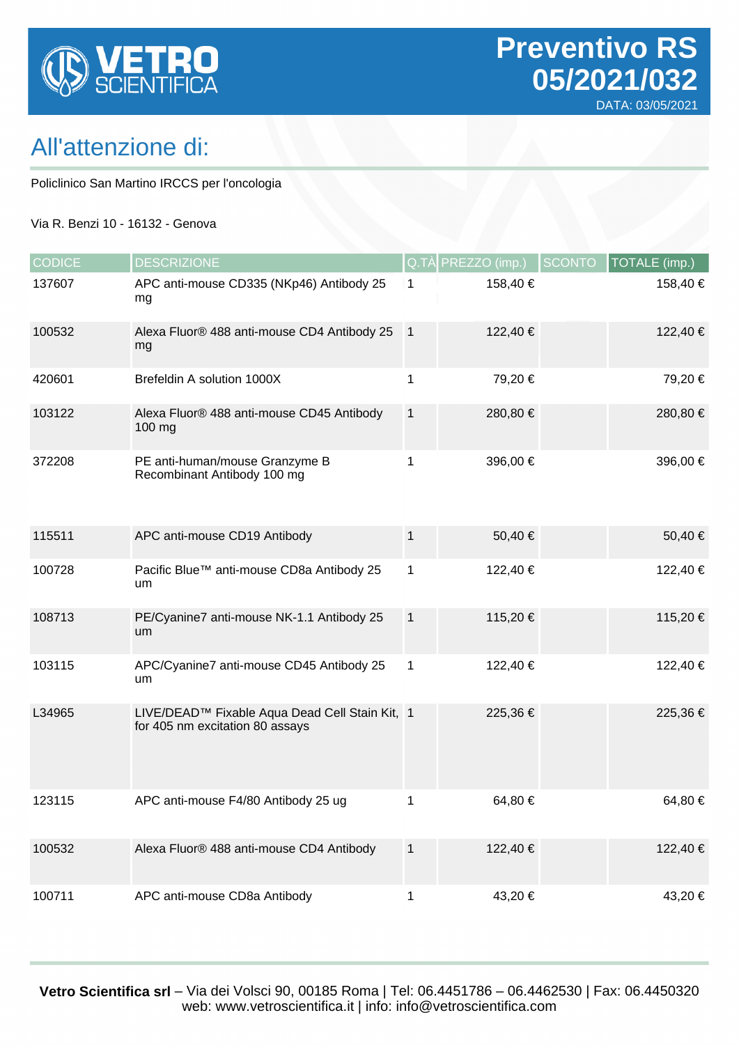**VETRO SCIENTIFICA**

# Preventivo RS 05/2021/032

DATA: 03/05/2021

## All'attenzione di:

Policlinico San Martino IRCCS per l'oncologia

Via R. Benzi 10 - 16132 - Genova

| CODICE | DESCRIZIONE | Q.TÀ | PREZZO (imp.) | SCONTO | TOTALE (imp.) |
|---|---|---|---|---|---|
| 137607 | APC anti-mouse CD335 (NKp46) Antibody 25 mg | 1 | 158,40 € | | 158,40 € |
| 100532 | Alexa Fluor® 488 anti-mouse CD4 Antibody 25 mg | 1 | 122,40 € | | 122,40 € |
| 420601 | Brefeldin A solution 1000X | 1 | 79,20 € | | 79,20 € |
| 103122 | Alexa Fluor® 488 anti-mouse CD45 Antibody 100 mg | 1 | 280,80 € | | 280,80 € |
| 372208 | PE anti-human/mouse Granzyme B Recombinant Antibody 100 mg | 1 | 396,00 € | | 396,00 € |
| 115511 | APC anti-mouse CD19 Antibody | 1 | 50,40 € | | 50,40 € |
| 100728 | Pacific Blue™ anti-mouse CD8a Antibody 25 um | 1 | 122,40 € | | 122,40 € |
| 108713 | PE/Cyanine7 anti-mouse NK-1.1 Antibody 25 um | 1 | 115,20 € | | 115,20 € |
| 103115 | APC/Cyanine7 anti-mouse CD45 Antibody 25 um | 1 | 122,40 € | | 122,40 € |
| L34965 | LIVE/DEAD™ Fixable Aqua Dead Cell Stain Kit, for 405 nm excitation 80 assays | 1 | 225,36 € | | 225,36 € |
| 123115 | APC anti-mouse F4/80 Antibody 25 ug | 1 | 64,80 € | | 64,80 € |
| 100532 | Alexa Fluor® 488 anti-mouse CD4 Antibody | 1 | 122,40 € | | 122,40 € |
| 100711 | APC anti-mouse CD8a Antibody | 1 | 43,20 € | | 43,20 € |

**Vetro Scientifica srl** – Via dei Volsci 90, 00185 Roma | Tel: 06.4451786 – 06.4462530 | Fax: 06.4450320
web: www.vetroscientifica.it | info: info@vetroscientifica.com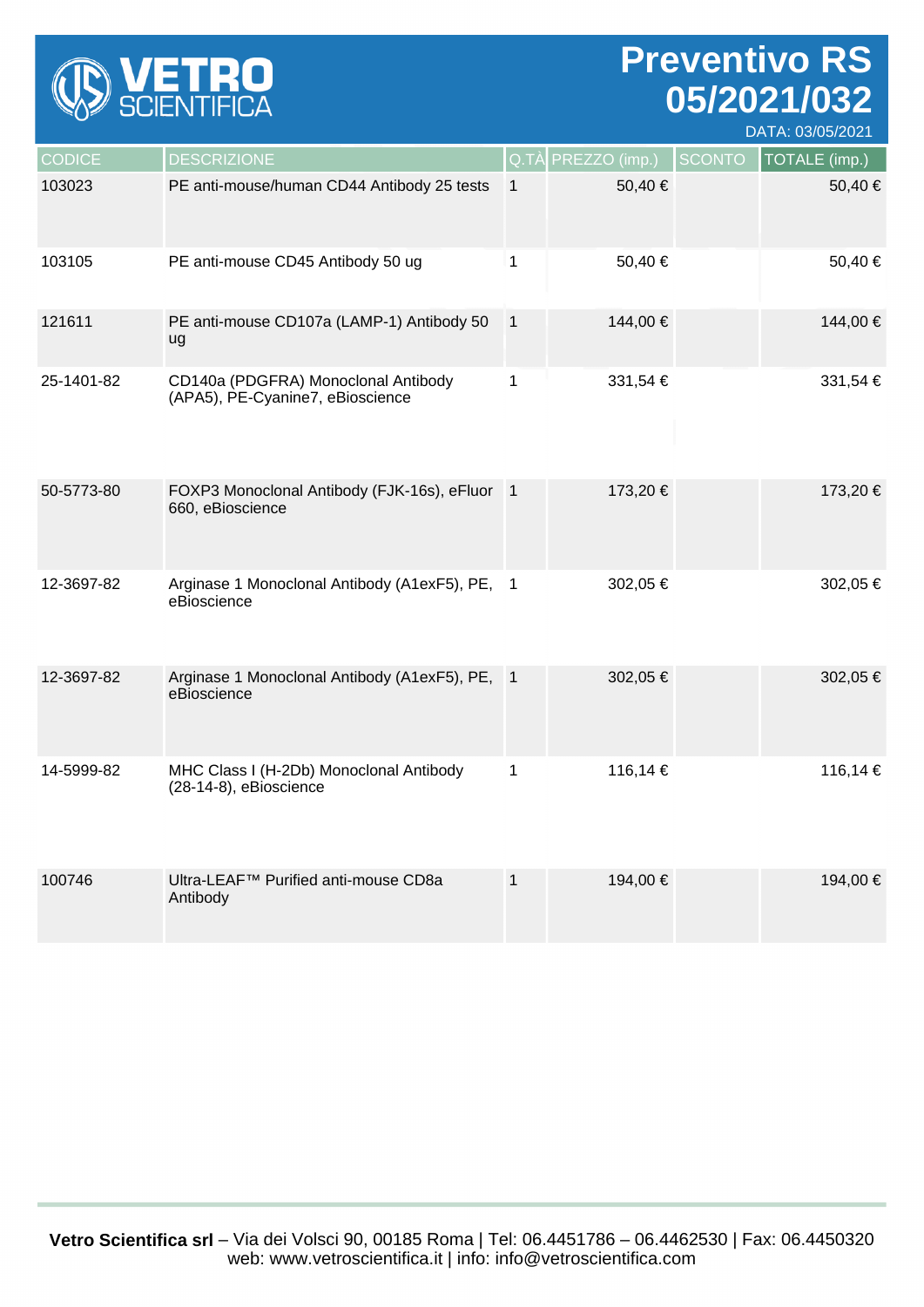# Preventivo RS 05/2021/032

DATA: 03/05/2021

| CODICE | DESCRIZIONE | Q.TÀ | PREZZO (imp.) | SCONTO | TOTALE (imp.) |
|---|---|---|---|---|---|
| 103023 | PE anti-mouse/human CD44 Antibody 25 tests | 1 | 50,40 € | | 50,40 € |
| 103105 | PE anti-mouse CD45 Antibody 50 ug | 1 | 50,40 € | | 50,40 € |
| 121611 | PE anti-mouse CD107a (LAMP-1) Antibody 50 ug | 1 | 144,00 € | | 144,00 € |
| 25-1401-82 | CD140a (PDGFRA) Monoclonal Antibody (APA5), PE-Cyanine7, eBioscience | 1 | 331,54 € | | 331,54 € |
| 50-5773-80 | FOXP3 Monoclonal Antibody (FJK-16s), eFluor 660, eBioscience | 1 | 173,20 € | | 173,20 € |
| 12-3697-82 | Arginase 1 Monoclonal Antibody (A1exF5), PE, eBioscience | 1 | 302,05 € | | 302,05 € |
| 12-3697-82 | Arginase 1 Monoclonal Antibody (A1exF5), PE, eBioscience | 1 | 302,05 € | | 302,05 € |
| 14-5999-82 | MHC Class I (H-2Db) Monoclonal Antibody (28-14-8), eBioscience | 1 | 116,14 € | | 116,14 € |
| 100746 | Ultra-LEAF™ Purified anti-mouse CD8a Antibody | 1 | 194,00 € | | 194,00 € |

**Vetro Scientifica srl** – Via dei Volsci 90, 00185 Roma | Tel: 06.4451786 – 06.4462530 | Fax: 06.4450320
web: www.vetroscientifica.it | info: info@vetroscientifica.com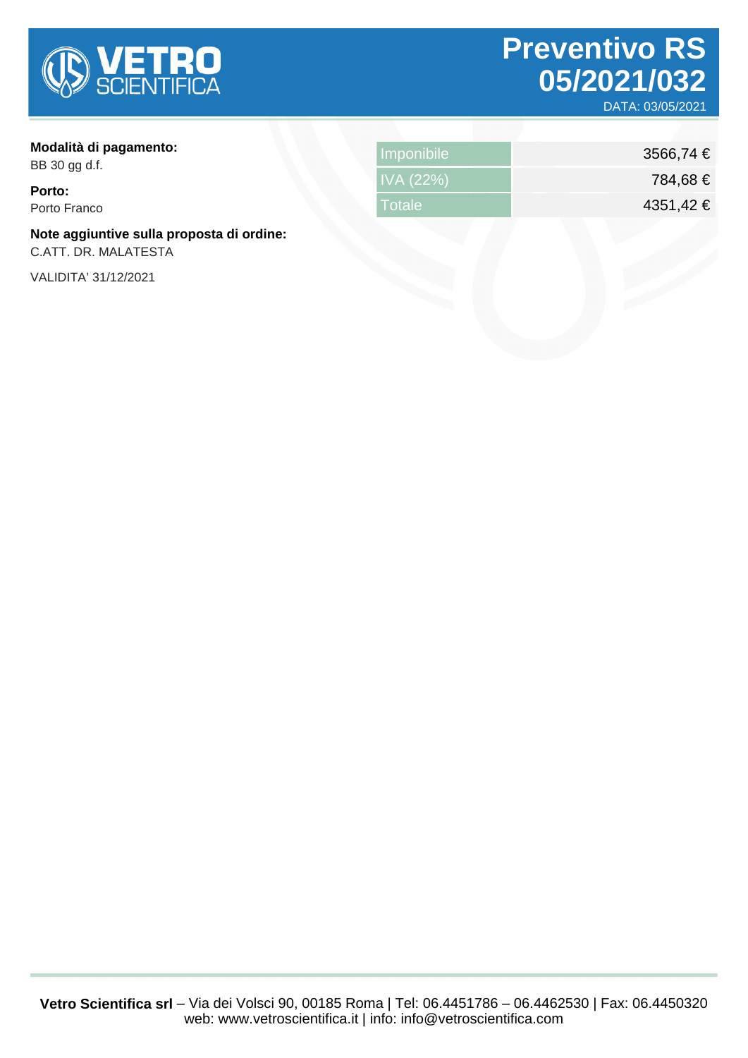# Preventivo RS 05/2021/032

DATA: 03/05/2021

**Modalità di pagamento:**
BB 30 gg d.f.

**Porto:**
Porto Franco

**Note aggiuntive sulla proposta di ordine:**
C.ATT. DR. MALATESTA

VALIDITA' 31/12/2021

| | |
|---|---|
| Imponibile | 3566,74 € |
| IVA (22%) | 784,68 € |
| Totale | 4351,42 € |

**Vetro Scientifica srl** – Via dei Volsci 90, 00185 Roma | Tel: 06.4451786 – 06.4462530 | Fax: 06.4450320
web: www.vetroscientifica.it | info: info@vetroscientifica.com